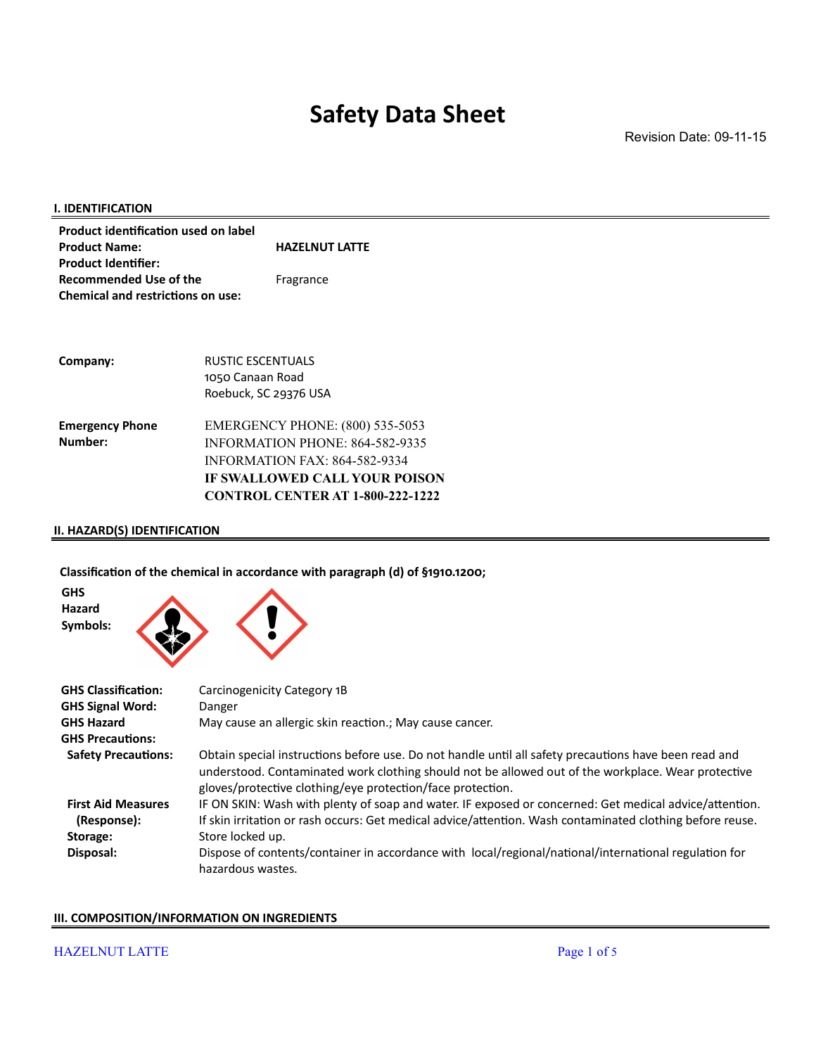# Safety Data Sheet

Revision Date: 09-11-15

## I. IDENTIFICATION

| | |
|---|---|
| **Product identification used on label** | |
| **Product Name:** | **HAZELNUT LATTE** |
| **Product Identifier:** | |
| **Recommended Use of the Chemical and restrictions on use:** | Fragrance |

| | |
|---|---|
| **Company:** | RUSTIC ESCENTUALS<br>1050 Canaan Road<br>Roebuck, SC 29376 USA |
| **Emergency Phone Number:** | EMERGENCY PHONE: (800) 535-5053<br>INFORMATION PHONE: 864-582-9335<br>INFORMATION FAX: 864-582-9334<br>**IF SWALLOWED CALL YOUR POISON CONTROL CENTER AT 1-800-222-1222** |

## II. HAZARD(S) IDENTIFICATION

**Classification of the chemical in accordance with paragraph (d) of §1910.1200;**

**GHS Hazard Symbols:**

| | |
|---|---|
| **GHS Classification:** | Carcinogenicity Category 1B |
| **GHS Signal Word:** | Danger |
| **GHS Hazard** | May cause an allergic skin reaction.; May cause cancer. |
| **GHS Precautions:** | |
| **Safety Precautions:** | Obtain special instructions before use. Do not handle until all safety precautions have been read and understood. Contaminated work clothing should not be allowed out of the workplace. Wear protective gloves/protective clothing/eye protection/face protection. |
| **First Aid Measures (Response):** | IF ON SKIN: Wash with plenty of soap and water. IF exposed or concerned: Get medical advice/attention. If skin irritation or rash occurs: Get medical advice/attention. Wash contaminated clothing before reuse. |
| **Storage:** | Store locked up. |
| **Disposal:** | Dispose of contents/container in accordance with local/regional/national/international regulation for hazardous wastes. |

## III. COMPOSITION/INFORMATION ON INGREDIENTS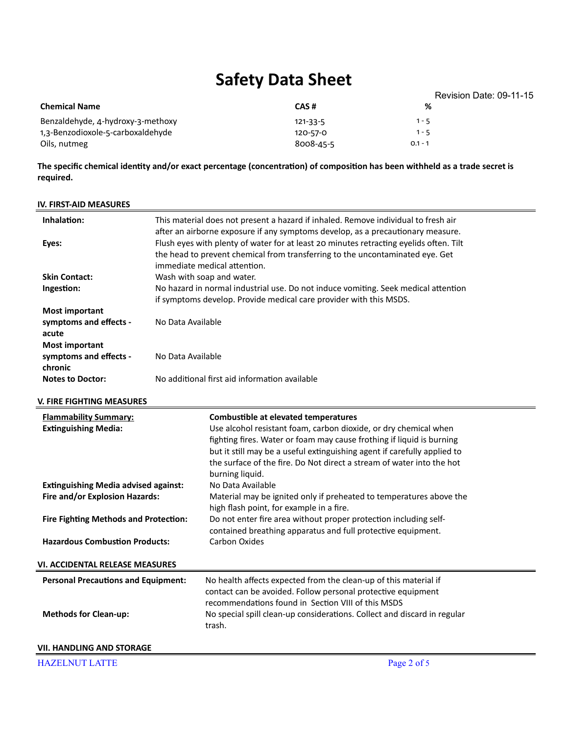# Safety Data Sheet

Revision Date: 09-11-15

| Chemical Name | CAS # | % |
|---|---|---|
| Benzaldehyde, 4-hydroxy-3-methoxy | 121-33-5 | 1 - 5 |
| 1,3-Benzodioxole-5-carboxaldehyde | 120-57-0 | 1 - 5 |
| Oils, nutmeg | 8008-45-5 | 0.1 - 1 |

**The specific chemical identity and/or exact percentage (concentration) of composition has been withheld as a trade secret is required.**

## IV. FIRST-AID MEASURES

| | |
|---|---|
| **Inhalation:** | This material does not present a hazard if inhaled. Remove individual to fresh air after an airborne exposure if any symptoms develop, as a precautionary measure. |
| **Eyes:** | Flush eyes with plenty of water for at least 20 minutes retracting eyelids often. Tilt the head to prevent chemical from transferring to the uncontaminated eye. Get immediate medical attention. |
| **Skin Contact:** | Wash with soap and water. |
| **Ingestion:** | No hazard in normal industrial use. Do not induce vomiting. Seek medical attention if symptoms develop. Provide medical care provider with this MSDS. |
| **Most important symptoms and effects - acute** | No Data Available |
| **Most important symptoms and effects - chronic** | No Data Available |
| **Notes to Doctor:** | No additional first aid information available |

## V. FIRE FIGHTING MEASURES

| | |
|---|---|
| **Flammability Summary:** | **Combustible at elevated temperatures** |
| **Extinguishing Media:** | Use alcohol resistant foam, carbon dioxide, or dry chemical when fighting fires. Water or foam may cause frothing if liquid is burning but it still may be a useful extinguishing agent if carefully applied to the surface of the fire. Do Not direct a stream of water into the hot burning liquid. |
| **Extinguishing Media advised against:** | No Data Available |
| **Fire and/or Explosion Hazards:** | Material may be ignited only if preheated to temperatures above the high flash point, for example in a fire. |
| **Fire Fighting Methods and Protection:** | Do not enter fire area without proper protection including self-contained breathing apparatus and full protective equipment. |
| **Hazardous Combustion Products:** | Carbon Oxides |

## VI. ACCIDENTAL RELEASE MEASURES

| | |
|---|---|
| **Personal Precautions and Equipment:** | No health affects expected from the clean-up of this material if contact can be avoided. Follow personal protective equipment recommendations found in Section VIII of this MSDS |
| **Methods for Clean-up:** | No special spill clean-up considerations. Collect and discard in regular trash. |

## VII. HANDLING AND STORAGE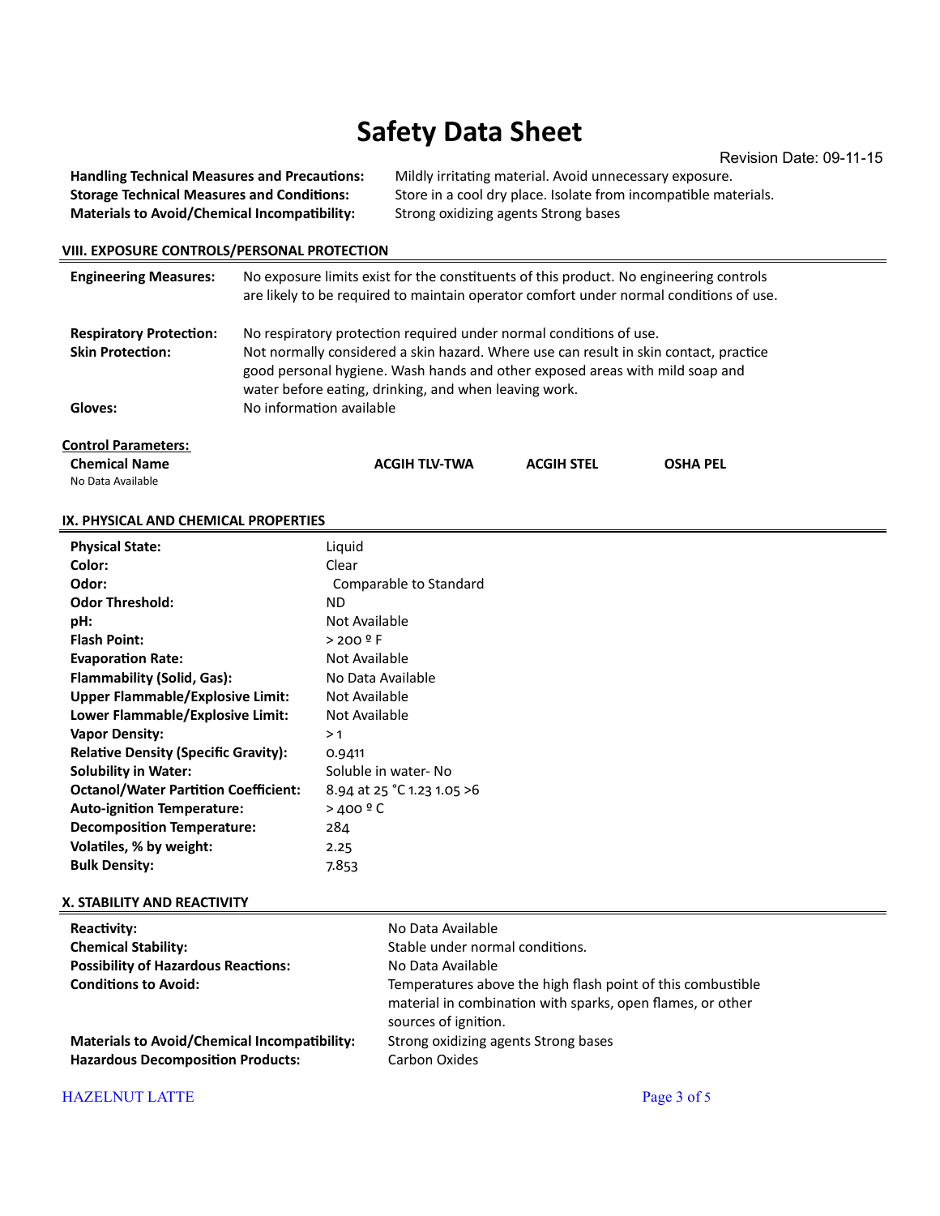# Safety Data Sheet

Revision Date: 09-11-15

| | |
|---|---|
| **Handling Technical Measures and Precautions:** | Mildly irritating material. Avoid unnecessary exposure. |
| **Storage Technical Measures and Conditions:** | Store in a cool dry place. Isolate from incompatible materials. |
| **Materials to Avoid/Chemical Incompatibility:** | Strong oxidizing agents Strong bases |

## VIII. EXPOSURE CONTROLS/PERSONAL PROTECTION

| | |
|---|---|
| **Engineering Measures:** | No exposure limits exist for the constituents of this product. No engineering controls are likely to be required to maintain operator comfort under normal conditions of use. |
| **Respiratory Protection:** | No respiratory protection required under normal conditions of use. |
| **Skin Protection:** | Not normally considered a skin hazard. Where use can result in skin contact, practice good personal hygiene. Wash hands and other exposed areas with mild soap and water before eating, drinking, and when leaving work. |
| **Gloves:** | No information available |

**Control Parameters:**

| Chemical Name | ACGIH TLV-TWA | ACGIH STEL | OSHA PEL |
|---|---|---|---|
| No Data Available | | | |

## IX. PHYSICAL AND CHEMICAL PROPERTIES

| | |
|---|---|
| **Physical State:** | Liquid |
| **Color:** | Clear |
| **Odor:** | Comparable to Standard |
| **Odor Threshold:** | ND |
| **pH:** | Not Available |
| **Flash Point:** | > 200 º F |
| **Evaporation Rate:** | Not Available |
| **Flammability (Solid, Gas):** | No Data Available |
| **Upper Flammable/Explosive Limit:** | Not Available |
| **Lower Flammable/Explosive Limit:** | Not Available |
| **Vapor Density:** | > 1 |
| **Relative Density (Specific Gravity):** | 0.9411 |
| **Solubility in Water:** | Soluble in water- No |
| **Octanol/Water Partition Coefficient:** | 8.94 at 25 °C 1.23 1.05 >6 |
| **Auto-ignition Temperature:** | > 400 º C |
| **Decomposition Temperature:** | 284 |
| **Volatiles, % by weight:** | 2.25 |
| **Bulk Density:** | 7.853 |

## X. STABILITY AND REACTIVITY

| | |
|---|---|
| **Reactivity:** | No Data Available |
| **Chemical Stability:** | Stable under normal conditions. |
| **Possibility of Hazardous Reactions:** | No Data Available |
| **Conditions to Avoid:** | Temperatures above the high flash point of this combustible material in combination with sparks, open flames, or other sources of ignition. |
| **Materials to Avoid/Chemical Incompatibility:** | Strong oxidizing agents Strong bases |
| **Hazardous Decomposition Products:** | Carbon Oxides |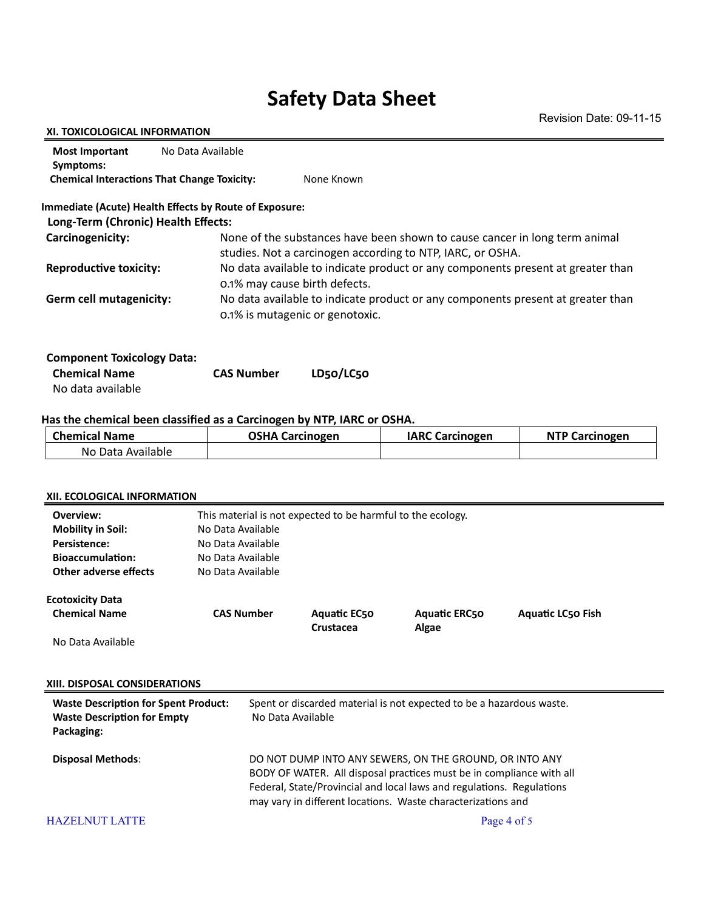# Safety Data Sheet

Revision Date: 09-11-15

## XI. TOXICOLOGICAL INFORMATION

**Most Important Symptoms:** No Data Available

**Chemical Interactions That Change Toxicity:** None Known

**Immediate (Acute) Health Effects by Route of Exposure:**

**Long-Term (Chronic) Health Effects:**

**Carcinogenicity:** None of the substances have been shown to cause cancer in long term animal studies. Not a carcinogen according to NTP, IARC, or OSHA.

**Reproductive toxicity:** No data available to indicate product or any components present at greater than 0.1% may cause birth defects.

**Germ cell mutagenicity:** No data available to indicate product or any components present at greater than 0.1% is mutagenic or genotoxic.

**Component Toxicology Data:**

| Chemical Name | CAS Number | LD50/LC50 |
|---|---|---|
| No data available | | |

**Has the chemical been classified as a Carcinogen by NTP, IARC or OSHA.**

| Chemical Name | OSHA Carcinogen | IARC Carcinogen | NTP Carcinogen |
|---|---|---|---|
| No Data Available | | | |

## XII. ECOLOGICAL INFORMATION

**Overview:** This material is not expected to be harmful to the ecology.

**Mobility in Soil:** No Data Available

**Persistence:** No Data Available

**Bioaccumulation:** No Data Available

**Other adverse effects** No Data Available

**Ecotoxicity Data**

| Chemical Name | CAS Number | Aquatic EC50 Crustacea | Aquatic ERC50 Algae | Aquatic LC50 Fish |
|---|---|---|---|---|
| No Data Available | | | | |

## XIII. DISPOSAL CONSIDERATIONS

**Waste Description for Spent Product:** Spent or discarded material is not expected to be a hazardous waste.

**Waste Description for Empty Packaging:** No Data Available

**Disposal Methods**: DO NOT DUMP INTO ANY SEWERS, ON THE GROUND, OR INTO ANY BODY OF WATER. All disposal practices must be in compliance with all Federal, State/Provincial and local laws and regulations. Regulations may vary in different locations. Waste characterizations and

HAZELNUT LATTE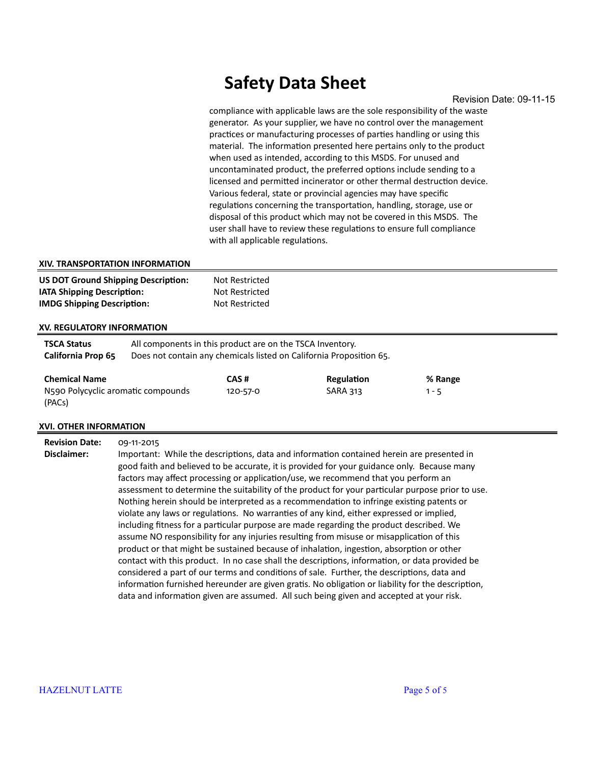compliance with applicable laws are the sole responsibility of the waste generator. As your supplier, we have no control over the management practices or manufacturing processes of parties handling or using this material. The information presented here pertains only to the product when used as intended, according to this MSDS. For unused and uncontaminated product, the preferred options include sending to a licensed and permitted incinerator or other thermal destruction device. Various federal, state or provincial agencies may have specific regulations concerning the transportation, handling, storage, use or disposal of this product which may not be covered in this MSDS. The user shall have to review these regulations to ensure full compliance with all applicable regulations.

## XIV. TRANSPORTATION INFORMATION

| | |
|---|---|
| **US DOT Ground Shipping Description:** | Not Restricted |
| **IATA Shipping Description:** | Not Restricted |
| **IMDG Shipping Description:** | Not Restricted |

## XV. REGULATORY INFORMATION

| | |
|---|---|
| **TSCA Status** | All components in this product are on the TSCA Inventory. |
| **California Prop 65** | Does not contain any chemicals listed on California Proposition 65. |

| Chemical Name | CAS # | Regulation | % Range |
|---|---|---|---|
| N590 Polycyclic aromatic compounds (PACs) | 120-57-0 | SARA 313 | 1 - 5 |

## XVI. OTHER INFORMATION

**Revision Date:** 09-11-2015

**Disclaimer:** Important: While the descriptions, data and information contained herein are presented in good faith and believed to be accurate, it is provided for your guidance only. Because many factors may affect processing or application/use, we recommend that you perform an assessment to determine the suitability of the product for your particular purpose prior to use. Nothing herein should be interpreted as a recommendation to infringe existing patents or violate any laws or regulations. No warranties of any kind, either expressed or implied, including fitness for a particular purpose are made regarding the product described. We assume NO responsibility for any injuries resulting from misuse or misapplication of this product or that might be sustained because of inhalation, ingestion, absorption or other contact with this product. In no case shall the descriptions, information, or data provided be considered a part of our terms and conditions of sale. Further, the descriptions, data and information furnished hereunder are given gratis. No obligation or liability for the description, data and information given are assumed. All such being given and accepted at your risk.